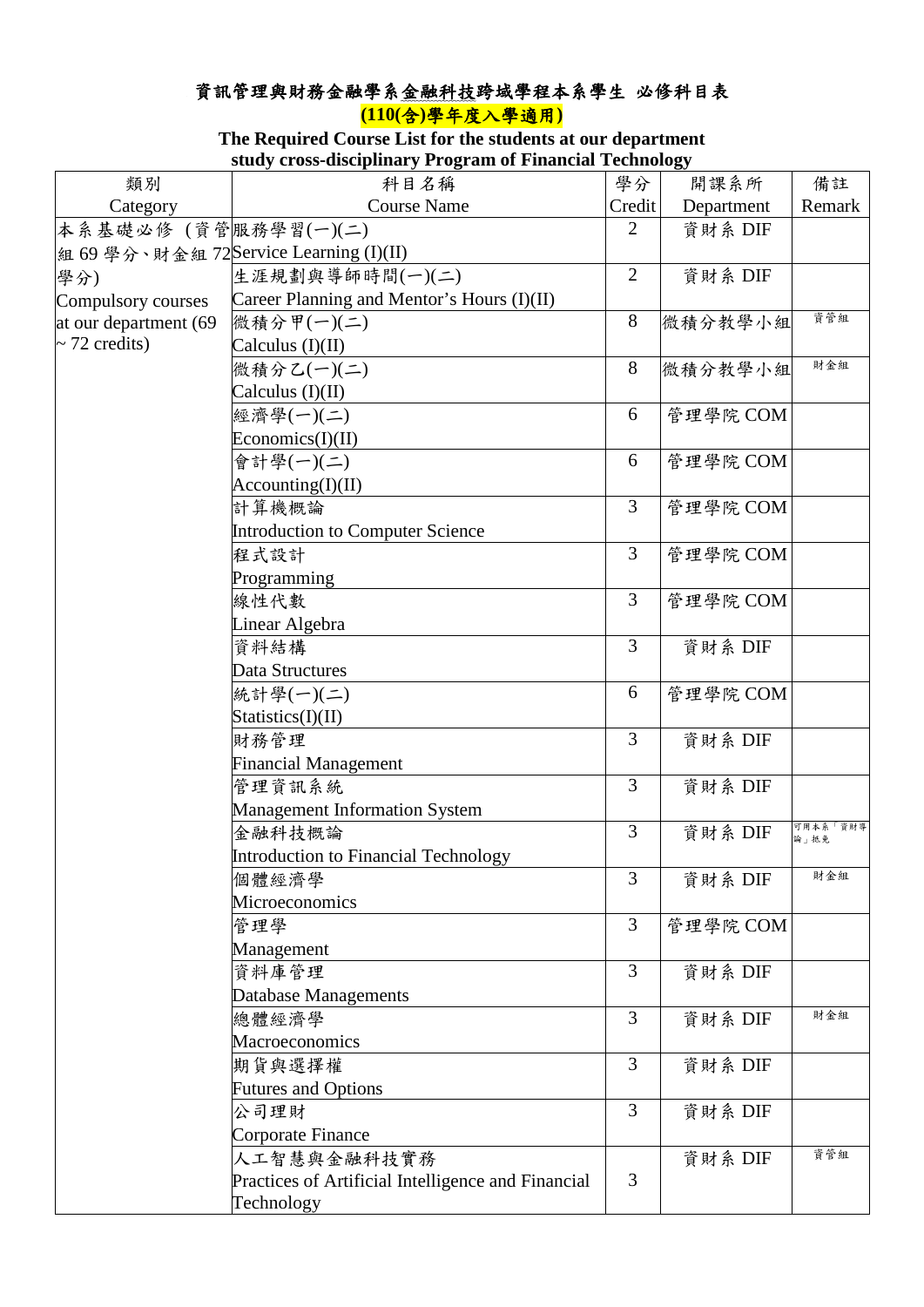# 資訊管理與財務金融學系金融科技跨域學程本系學生 必修科目表

**(110(含)學年度入學適用)**

**The Required Course List for the students at our department study cross-disciplinary Program of Financial Technology**

| 類別<br>Category | 科目名稱<br>Course Name | 學分<br>Credit | 開課系所<br>Department | 備註<br>Remark |
|---|---|---|---|---|
| 本系基礎必修（資管組 69 學分、財金組 72 學分）<br>Compulsory courses at our department (69 ~ 72 credits) | 服務學習(一)(二)<br>Service Learning (I)(II) | 2 | 資財系 DIF | |
| | 生涯規劃與導師時間(一)(二)<br>Career Planning and Mentor's Hours (I)(II) | 2 | 資財系 DIF | |
| | 微積分甲(一)(二)<br>Calculus (I)(II) | 8 | 微積分教學小組 | 資管組 |
| | 微積分乙(一)(二)<br>Calculus (I)(II) | 8 | 微積分教學小組 | 財金組 |
| | 經濟學(一)(二)<br>Economics(I)(II) | 6 | 管理學院 COM | |
| | 會計學(一)(二)<br>Accounting(I)(II) | 6 | 管理學院 COM | |
| | 計算機概論<br>Introduction to Computer Science | 3 | 管理學院 COM | |
| | 程式設計<br>Programming | 3 | 管理學院 COM | |
| | 線性代數<br>Linear Algebra | 3 | 管理學院 COM | |
| | 資料結構<br>Data Structures | 3 | 資財系 DIF | |
| | 統計學(一)(二)<br>Statistics(I)(II) | 6 | 管理學院 COM | |
| | 財務管理<br>Financial Management | 3 | 資財系 DIF | |
| | 管理資訊系統<br>Management Information System | 3 | 資財系 DIF | |
| | 金融科技概論<br>Introduction to Financial Technology | 3 | 資財系 DIF | 可用本系「資財導論」抵免 |
| | 個體經濟學<br>Microeconomics | 3 | 資財系 DIF | 財金組 |
| | 管理學<br>Management | 3 | 管理學院 COM | |
| | 資料庫管理<br>Database Managements | 3 | 資財系 DIF | |
| | 總體經濟學<br>Macroeconomics | 3 | 資財系 DIF | 財金組 |
| | 期貨與選擇權<br>Futures and Options | 3 | 資財系 DIF | |
| | 公司理財<br>Corporate Finance | 3 | 資財系 DIF | |
| | 人工智慧與金融科技實務<br>Practices of Artificial Intelligence and Financial Technology | 3 | 資財系 DIF | 資管組 |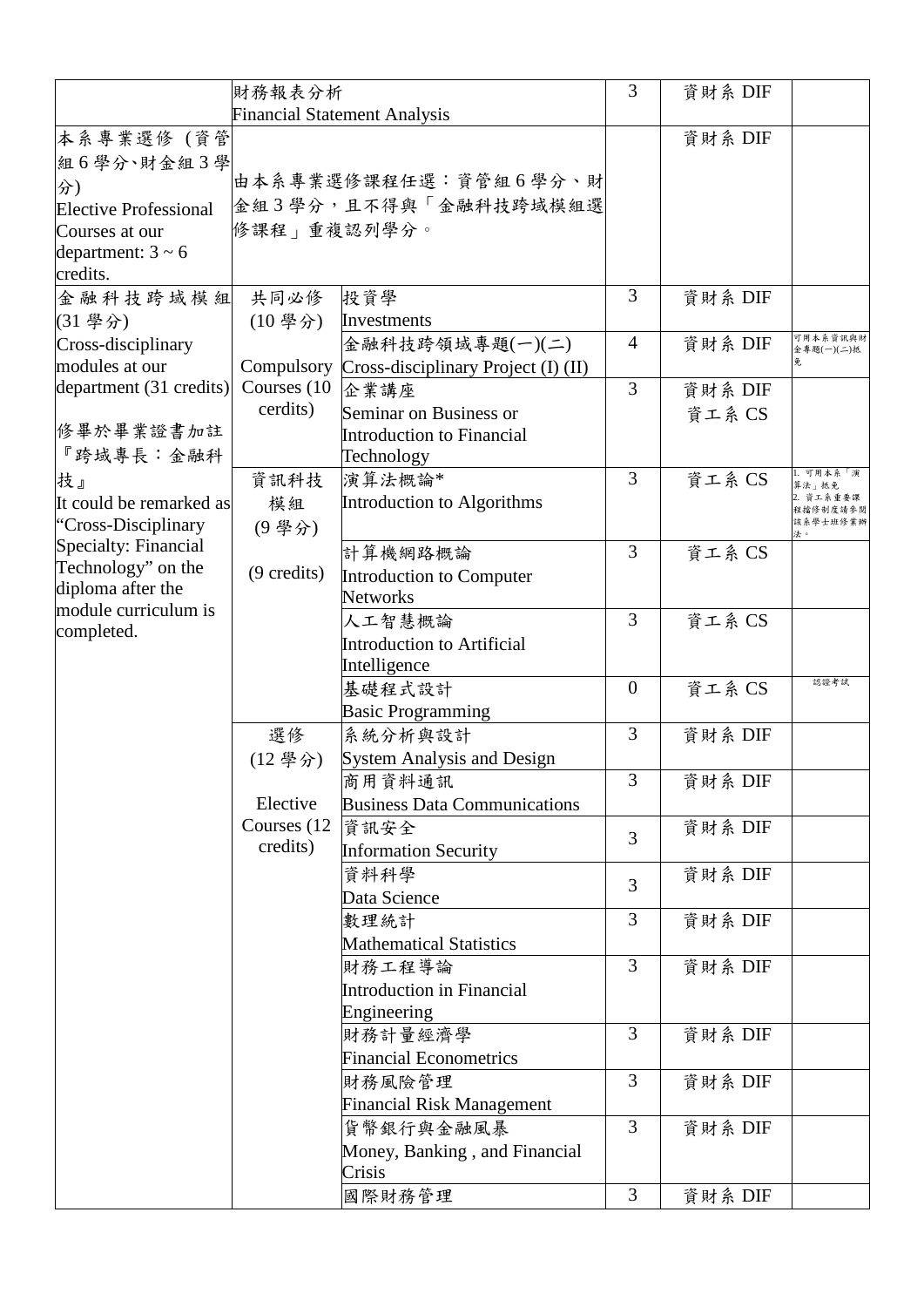| | | | | | |
|---|---|---|---|---|---|
| | 財務報表分析<br>Financial Statement Analysis | | 3 | 資財系 DIF | |
| 本系專業選修 (資管組6學分、財金組3學分)<br>Elective Professional Courses at our department: 3 ~ 6 credits. | 由本系專業選修課程任選：資管組6學分、財金組3學分，且不得與「金融科技跨域模組選修課程」重複認列學分。 | | | 資財系 DIF | |
| 金融科技跨域模組(31學分)<br>Cross-disciplinary modules at our department (31 credits)<br><br>修畢於畢業證書加註『跨域專長：金融科技』<br>It could be remarked as "Cross-Disciplinary Specialty: Financial Technology" on the diploma after the module curriculum is completed. | 共同必修(10學分)<br><br>Compulsory Courses (10 cerdits) | 投資學<br>Investments | 3 | 資財系 DIF | |
| | | 金融科技跨領域專題(一)(二)<br>Cross-disciplinary Project (I) (II) | 4 | 資財系 DIF | 可用本系資訊與財金專題(一)(二)抵免 |
| | | 企業講座<br>Seminar on Business or Introduction to Financial Technology | 3 | 資財系 DIF<br>資工系 CS | |
| | 資訊科技模組(9學分)<br><br>(9 credits) | 演算法概論*<br>Introduction to Algorithms | 3 | 資工系 CS | 1. 可用本系「演算法」抵免<br>2. 資工系重要課程擋修制度請參閱該系學士班修業辦法。 |
| | | 計算機網路概論<br>Introduction to Computer Networks | 3 | 資工系 CS | |
| | | 人工智慧概論<br>Introduction to Artificial Intelligence | 3 | 資工系 CS | |
| | | 基礎程式設計<br>Basic Programming | 0 | 資工系 CS | 認證考試 |
| | 選修(12學分)<br><br>Elective Courses (12 credits) | 系統分析與設計<br>System Analysis and Design | 3 | 資財系 DIF | |
| | | 商用資料通訊<br>Business Data Communications | 3 | 資財系 DIF | |
| | | 資訊安全<br>Information Security | 3 | 資財系 DIF | |
| | | 資料科學<br>Data Science | 3 | 資財系 DIF | |
| | | 數理統計<br>Mathematical Statistics | 3 | 資財系 DIF | |
| | | 財務工程導論<br>Introduction in Financial Engineering | 3 | 資財系 DIF | |
| | | 財務計量經濟學<br>Financial Econometrics | 3 | 資財系 DIF | |
| | | 財務風險管理<br>Financial Risk Management | 3 | 資財系 DIF | |
| | | 貨幣銀行與金融風暴<br>Money, Banking , and Financial Crisis | 3 | 資財系 DIF | |
| | | 國際財務管理 | 3 | 資財系 DIF | |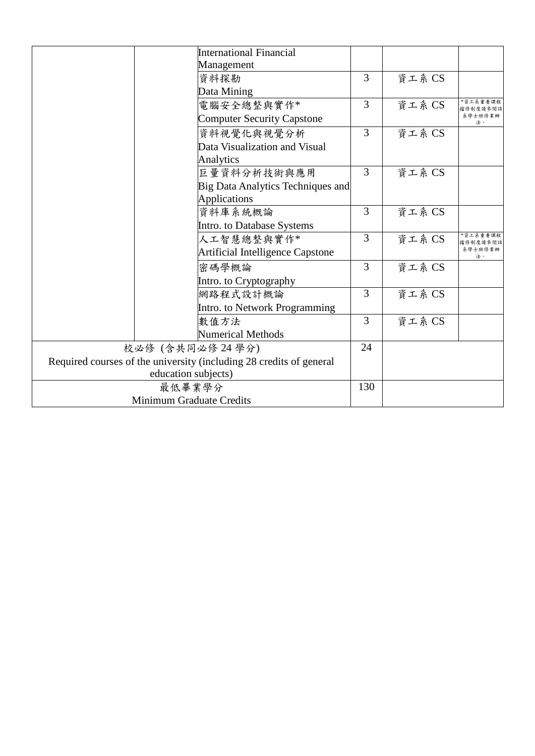| | | | | | |
|---|---|---|---|---|---|
| | | International Financial Management | | | |
| | | 資料探勘<br>Data Mining | 3 | 資工系 CS | |
| | | 電腦安全總整與實作*<br>Computer Security Capstone | 3 | 資工系 CS | *資工系重要課程擋修制度請參閱該系學士班修業辦法。 |
| | | 資料視覺化與視覺分析<br>Data Visualization and Visual Analytics | 3 | 資工系 CS | |
| | | 巨量資料分析技術與應用<br>Big Data Analytics Techniques and Applications | 3 | 資工系 CS | |
| | | 資料庫系統概論<br>Intro. to Database Systems | 3 | 資工系 CS | |
| | | 人工智慧總整與實作*<br>Artificial Intelligence Capstone | 3 | 資工系 CS | *資工系重要課程擋修制度請參閱該系學士班修業辦法。 |
| | | 密碼學概論<br>Intro. to Cryptography | 3 | 資工系 CS | |
| | | 網路程式設計概論<br>Intro. to Network Programming | 3 | 資工系 CS | |
| | | 數值方法<br>Numerical Methods | 3 | 資工系 CS | |
| 校必修 (含共同必修 24 學分)<br>Required courses of the university (including 28 credits of general education subjects) | | | 24 | | |
| 最低畢業學分<br>Minimum Graduate Credits | | | 130 | | |